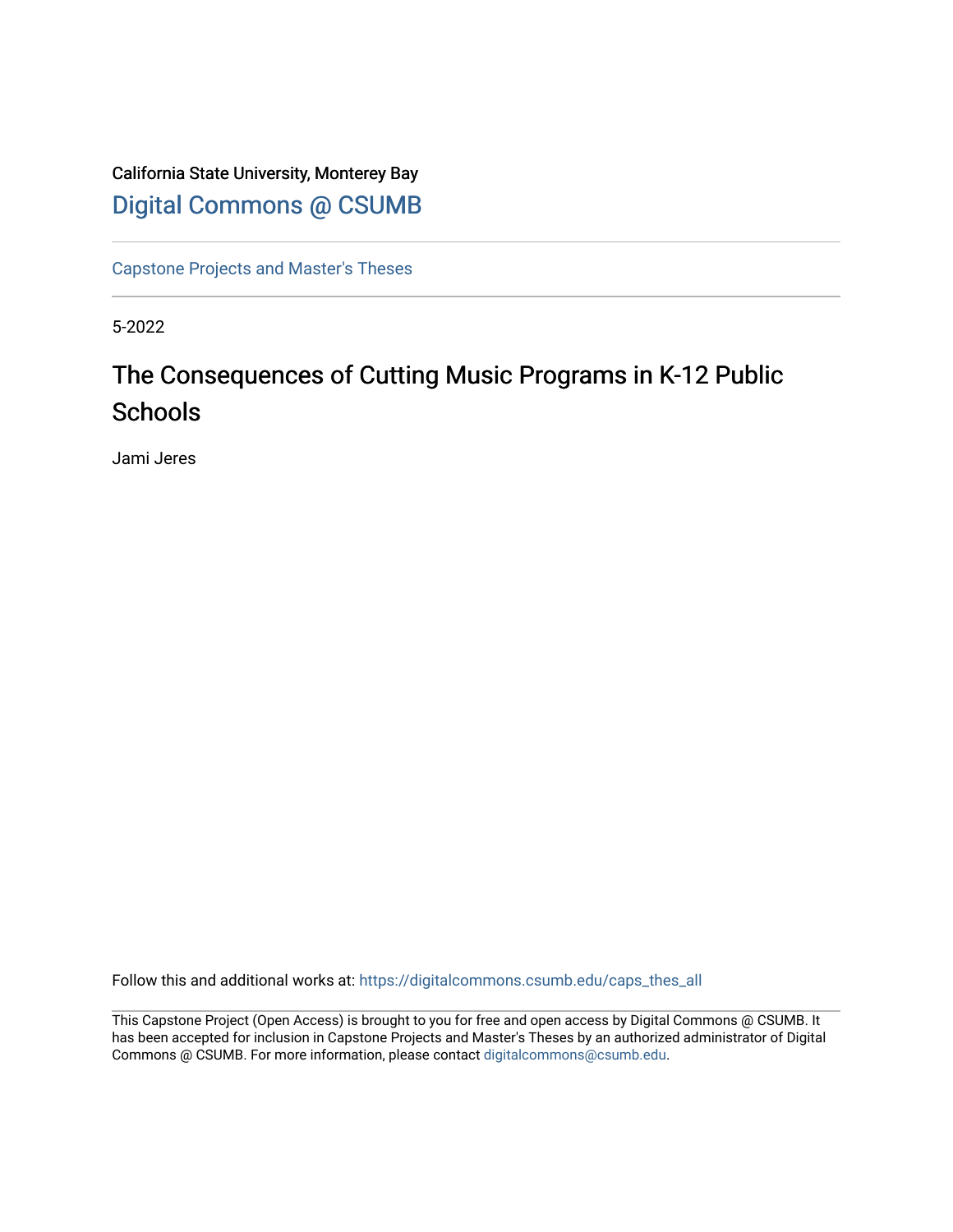California State University, Monterey Bay

Digital Commons @ CSUMB

Capstone Projects and Master's Theses

5-2022

# The Consequences of Cutting Music Programs in K-12 Public Schools

Jami Jeres

Follow this and additional works at: https://digitalcommons.csumb.edu/caps_thes_all

This Capstone Project (Open Access) is brought to you for free and open access by Digital Commons @ CSUMB. It has been accepted for inclusion in Capstone Projects and Master's Theses by an authorized administrator of Digital Commons @ CSUMB. For more information, please contact digitalcommons@csumb.edu.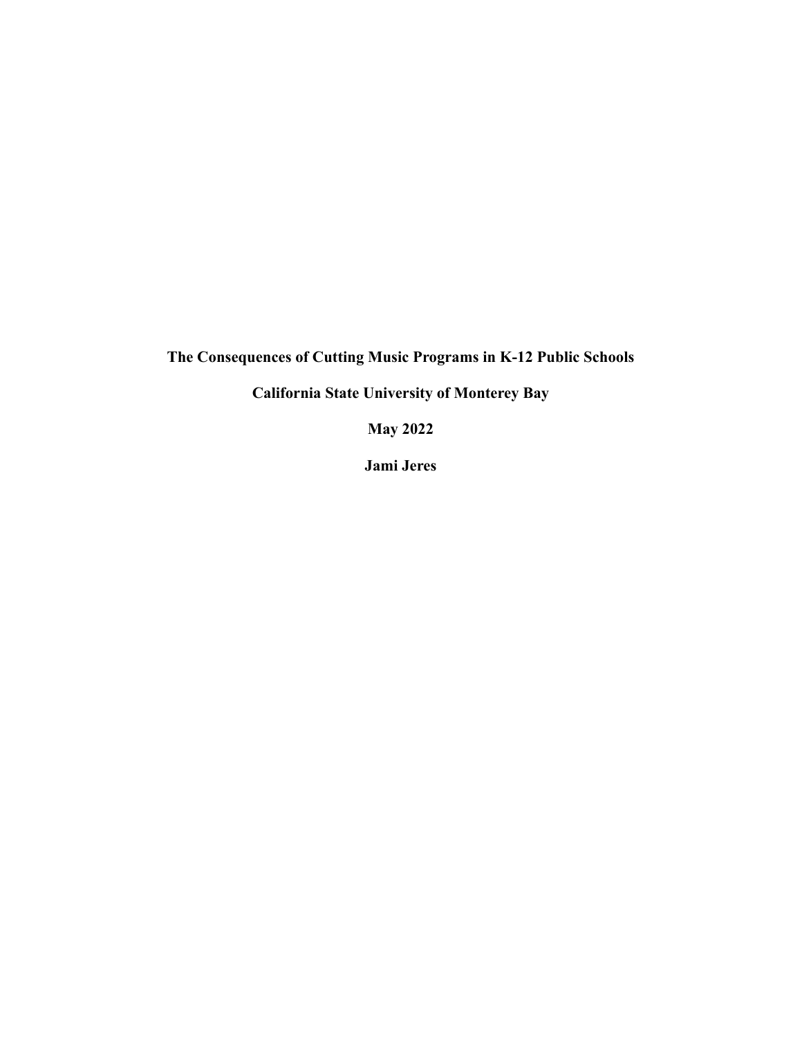**The Consequences of Cutting Music Programs in K-12 Public Schools**

**California State University of Monterey Bay**

**May 2022**

**Jami Jeres**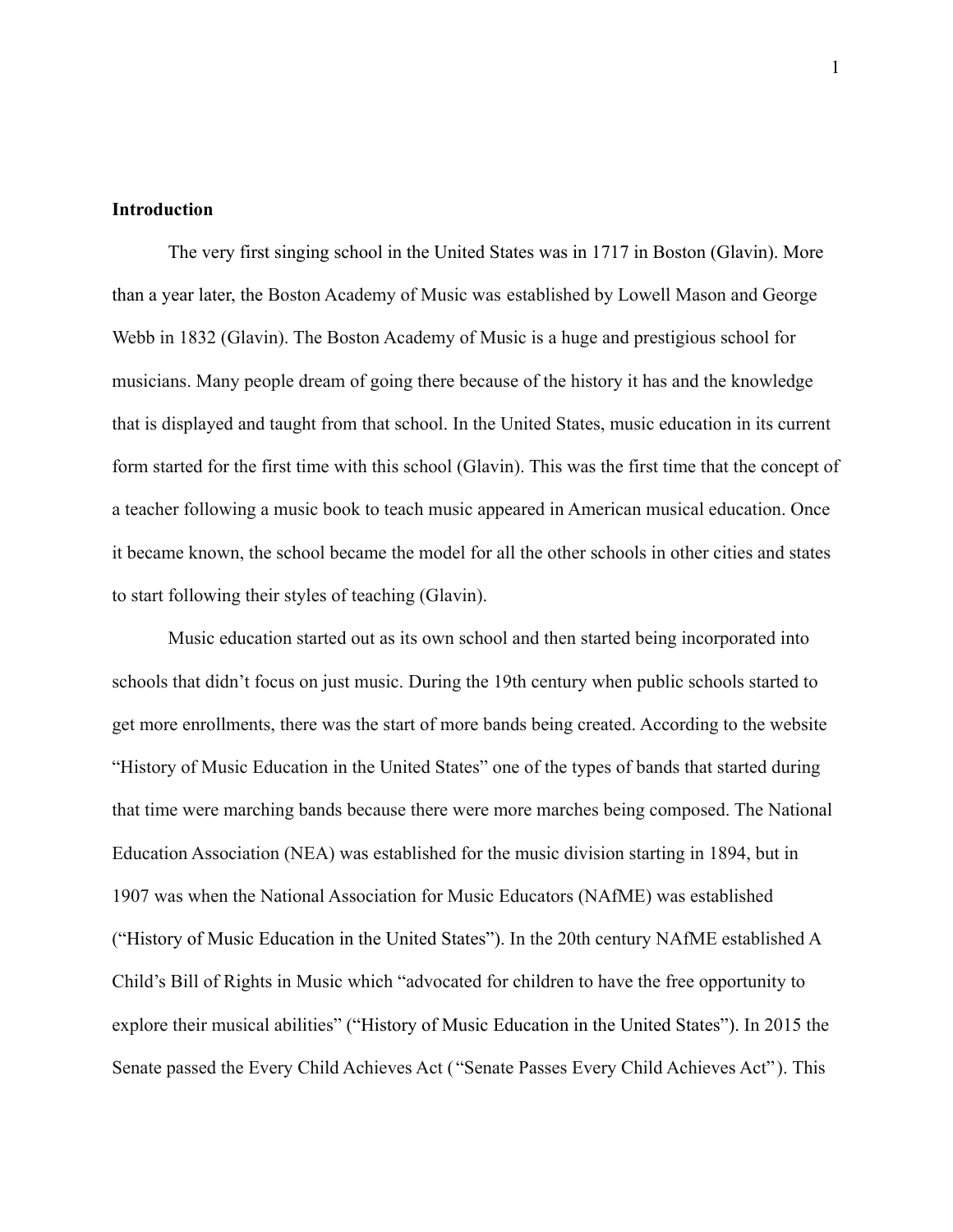**Introduction**

The very first singing school in the United States was in 1717 in Boston (Glavin). More than a year later, the Boston Academy of Music was established by Lowell Mason and George Webb in 1832 (Glavin). The Boston Academy of Music is a huge and prestigious school for musicians. Many people dream of going there because of the history it has and the knowledge that is displayed and taught from that school. In the United States, music education in its current form started for the first time with this school (Glavin). This was the first time that the concept of a teacher following a music book to teach music appeared in American musical education. Once it became known, the school became the model for all the other schools in other cities and states to start following their styles of teaching (Glavin).

Music education started out as its own school and then started being incorporated into schools that didn't focus on just music. During the 19th century when public schools started to get more enrollments, there was the start of more bands being created. According to the website "History of Music Education in the United States" one of the types of bands that started during that time were marching bands because there were more marches being composed. The National Education Association (NEA) was established for the music division starting in 1894, but in 1907 was when the National Association for Music Educators (NAfME) was established ("History of Music Education in the United States"). In the 20th century NAfME established A Child's Bill of Rights in Music which "advocated for children to have the free opportunity to explore their musical abilities" ("History of Music Education in the United States"). In 2015 the Senate passed the Every Child Achieves Act ( "Senate Passes Every Child Achieves Act" ). This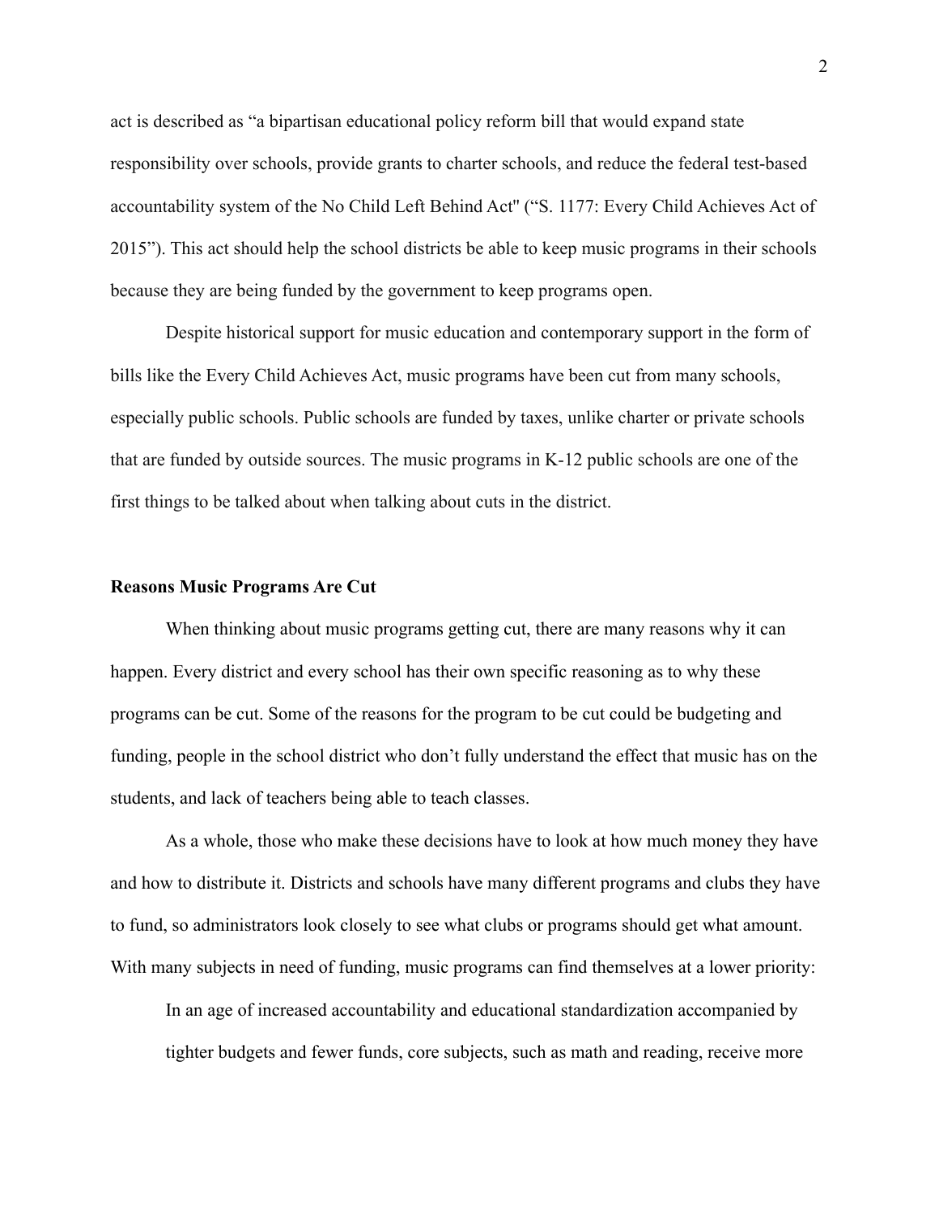act is described as "a bipartisan educational policy reform bill that would expand state responsibility over schools, provide grants to charter schools, and reduce the federal test-based accountability system of the No Child Left Behind Act" ("S. 1177: Every Child Achieves Act of 2015"). This act should help the school districts be able to keep music programs in their schools because they are being funded by the government to keep programs open.

Despite historical support for music education and contemporary support in the form of bills like the Every Child Achieves Act, music programs have been cut from many schools, especially public schools. Public schools are funded by taxes, unlike charter or private schools that are funded by outside sources. The music programs in K-12 public schools are one of the first things to be talked about when talking about cuts in the district.

### Reasons Music Programs Are Cut

When thinking about music programs getting cut, there are many reasons why it can happen. Every district and every school has their own specific reasoning as to why these programs can be cut. Some of the reasons for the program to be cut could be budgeting and funding, people in the school district who don't fully understand the effect that music has on the students, and lack of teachers being able to teach classes.

As a whole, those who make these decisions have to look at how much money they have and how to distribute it. Districts and schools have many different programs and clubs they have to fund, so administrators look closely to see what clubs or programs should get what amount. With many subjects in need of funding, music programs can find themselves at a lower priority:

> In an age of increased accountability and educational standardization accompanied by tighter budgets and fewer funds, core subjects, such as math and reading, receive more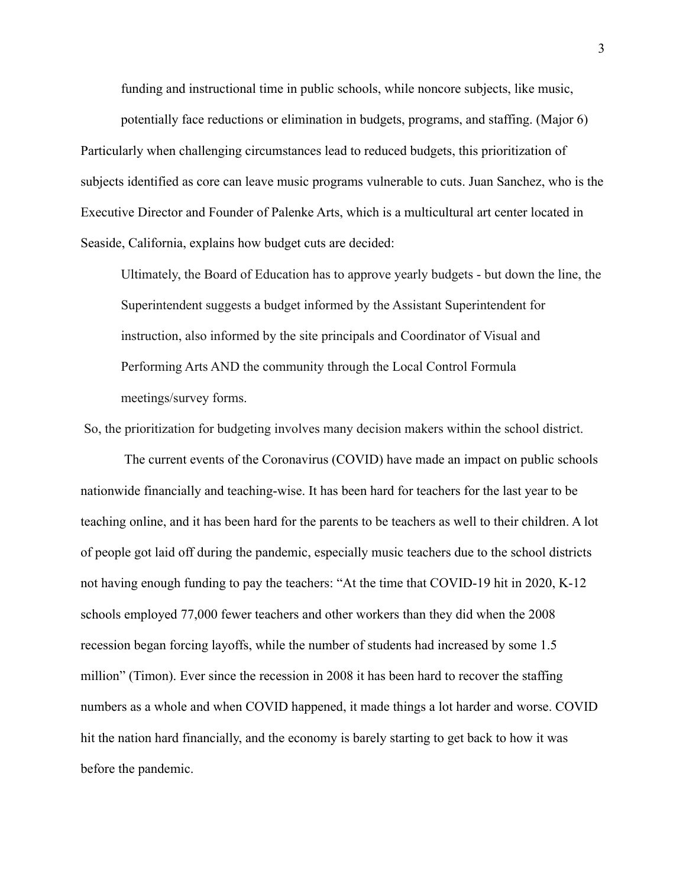> funding and instructional time in public schools, while noncore subjects, like music, potentially face reductions or elimination in budgets, programs, and staffing. (Major 6)

Particularly when challenging circumstances lead to reduced budgets, this prioritization of subjects identified as core can leave music programs vulnerable to cuts. Juan Sanchez, who is the Executive Director and Founder of Palenke Arts, which is a multicultural art center located in Seaside, California, explains how budget cuts are decided:

> Ultimately, the Board of Education has to approve yearly budgets - but down the line, the Superintendent suggests a budget informed by the Assistant Superintendent for instruction, also informed by the site principals and Coordinator of Visual and Performing Arts AND the community through the Local Control Formula meetings/survey forms.

So, the prioritization for budgeting involves many decision makers within the school district.

The current events of the Coronavirus (COVID) have made an impact on public schools nationwide financially and teaching-wise. It has been hard for teachers for the last year to be teaching online, and it has been hard for the parents to be teachers as well to their children. A lot of people got laid off during the pandemic, especially music teachers due to the school districts not having enough funding to pay the teachers: "At the time that COVID-19 hit in 2020, K-12 schools employed 77,000 fewer teachers and other workers than they did when the 2008 recession began forcing layoffs, while the number of students had increased by some 1.5 million" (Timon). Ever since the recession in 2008 it has been hard to recover the staffing numbers as a whole and when COVID happened, it made things a lot harder and worse. COVID hit the nation hard financially, and the economy is barely starting to get back to how it was before the pandemic.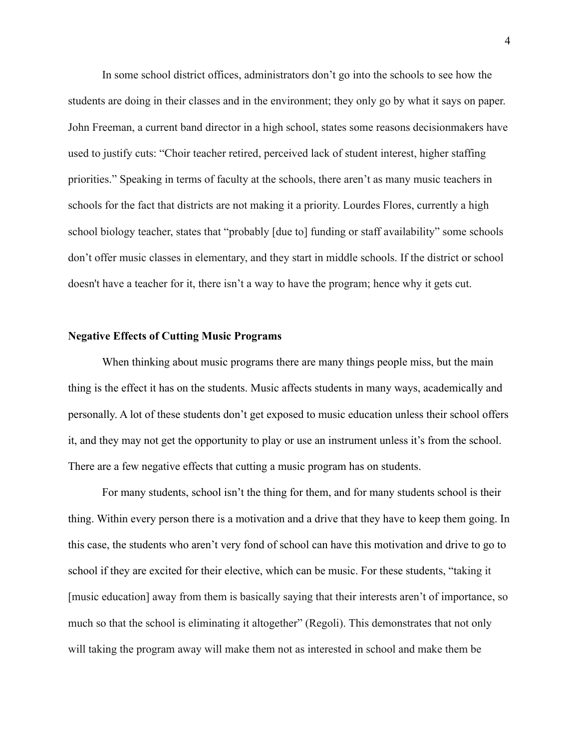In some school district offices, administrators don't go into the schools to see how the students are doing in their classes and in the environment; they only go by what it says on paper. John Freeman, a current band director in a high school, states some reasons decisionmakers have used to justify cuts: "Choir teacher retired, perceived lack of student interest, higher staffing priorities." Speaking in terms of faculty at the schools, there aren't as many music teachers in schools for the fact that districts are not making it a priority. Lourdes Flores, currently a high school biology teacher, states that "probably [due to] funding or staff availability" some schools don't offer music classes in elementary, and they start in middle schools. If the district or school doesn't have a teacher for it, there isn't a way to have the program; hence why it gets cut.

**Negative Effects of Cutting Music Programs**

When thinking about music programs there are many things people miss, but the main thing is the effect it has on the students. Music affects students in many ways, academically and personally. A lot of these students don't get exposed to music education unless their school offers it, and they may not get the opportunity to play or use an instrument unless it's from the school. There are a few negative effects that cutting a music program has on students.

For many students, school isn't the thing for them, and for many students school is their thing. Within every person there is a motivation and a drive that they have to keep them going. In this case, the students who aren't very fond of school can have this motivation and drive to go to school if they are excited for their elective, which can be music. For these students, "taking it [music education] away from them is basically saying that their interests aren't of importance, so much so that the school is eliminating it altogether" (Regoli). This demonstrates that not only will taking the program away will make them not as interested in school and make them be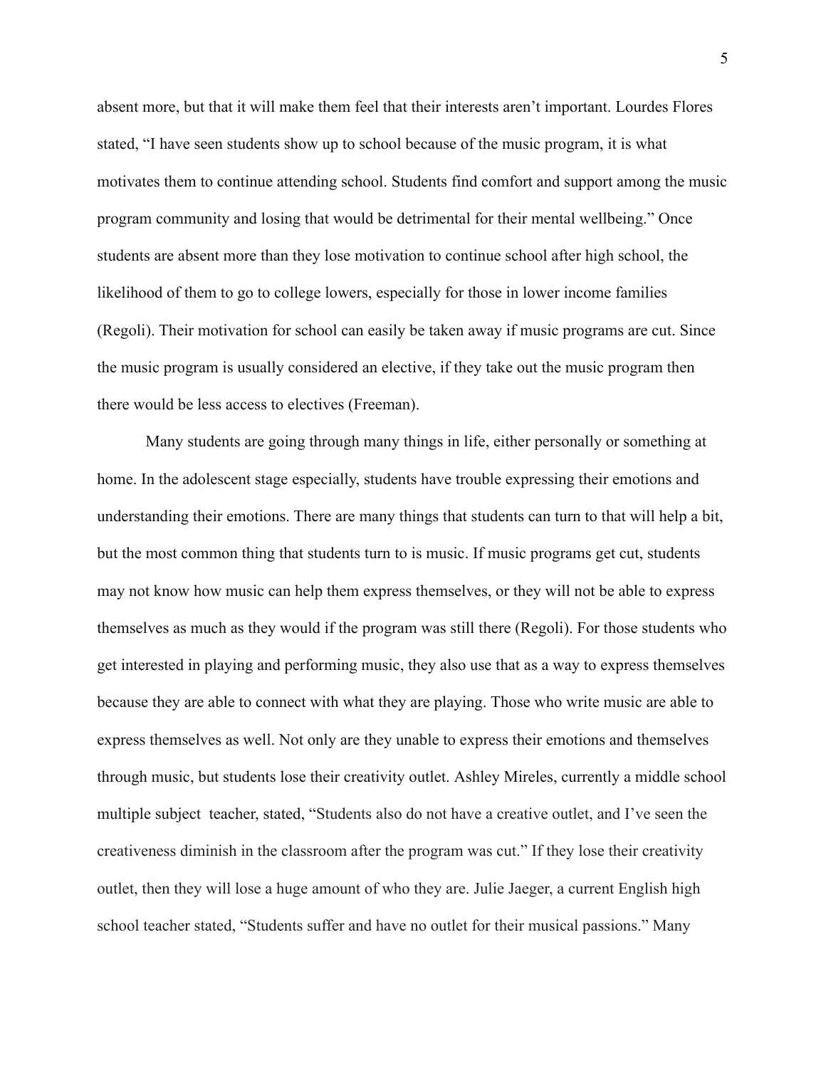absent more, but that it will make them feel that their interests aren't important. Lourdes Flores stated, "I have seen students show up to school because of the music program, it is what motivates them to continue attending school. Students find comfort and support among the music program community and losing that would be detrimental for their mental wellbeing." Once students are absent more than they lose motivation to continue school after high school, the likelihood of them to go to college lowers, especially for those in lower income families (Regoli). Their motivation for school can easily be taken away if music programs are cut. Since the music program is usually considered an elective, if they take out the music program then there would be less access to electives (Freeman).

Many students are going through many things in life, either personally or something at home. In the adolescent stage especially, students have trouble expressing their emotions and understanding their emotions. There are many things that students can turn to that will help a bit, but the most common thing that students turn to is music. If music programs get cut, students may not know how music can help them express themselves, or they will not be able to express themselves as much as they would if the program was still there (Regoli). For those students who get interested in playing and performing music, they also use that as a way to express themselves because they are able to connect with what they are playing. Those who write music are able to express themselves as well. Not only are they unable to express their emotions and themselves through music, but students lose their creativity outlet. Ashley Mireles, currently a middle school multiple subject teacher, stated, "Students also do not have a creative outlet, and I've seen the creativeness diminish in the classroom after the program was cut." If they lose their creativity outlet, then they will lose a huge amount of who they are. Julie Jaeger, a current English high school teacher stated, "Students suffer and have no outlet for their musical passions." Many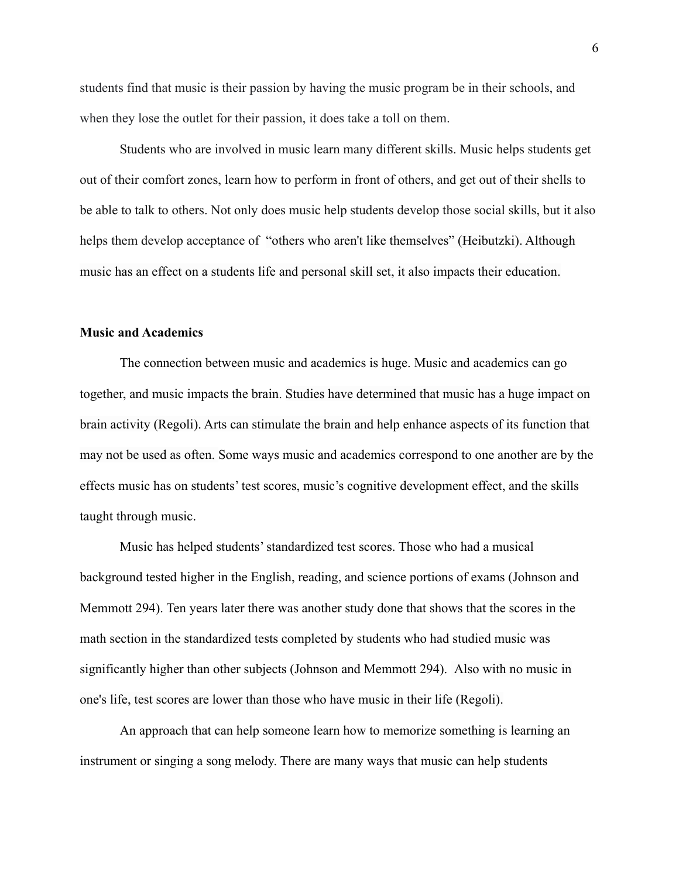students find that music is their passion by having the music program be in their schools, and when they lose the outlet for their passion, it does take a toll on them.

Students who are involved in music learn many different skills. Music helps students get out of their comfort zones, learn how to perform in front of others, and get out of their shells to be able to talk to others. Not only does music help students develop those social skills, but it also helps them develop acceptance of "others who aren't like themselves" (Heibutzki). Although music has an effect on a students life and personal skill set, it also impacts their education.

**Music and Academics**

The connection between music and academics is huge. Music and academics can go together, and music impacts the brain. Studies have determined that music has a huge impact on brain activity (Regoli). Arts can stimulate the brain and help enhance aspects of its function that may not be used as often. Some ways music and academics correspond to one another are by the effects music has on students' test scores, music's cognitive development effect, and the skills taught through music.

Music has helped students' standardized test scores. Those who had a musical background tested higher in the English, reading, and science portions of exams (Johnson and Memmott 294). Ten years later there was another study done that shows that the scores in the math section in the standardized tests completed by students who had studied music was significantly higher than other subjects (Johnson and Memmott 294). Also with no music in one's life, test scores are lower than those who have music in their life (Regoli).

An approach that can help someone learn how to memorize something is learning an instrument or singing a song melody. There are many ways that music can help students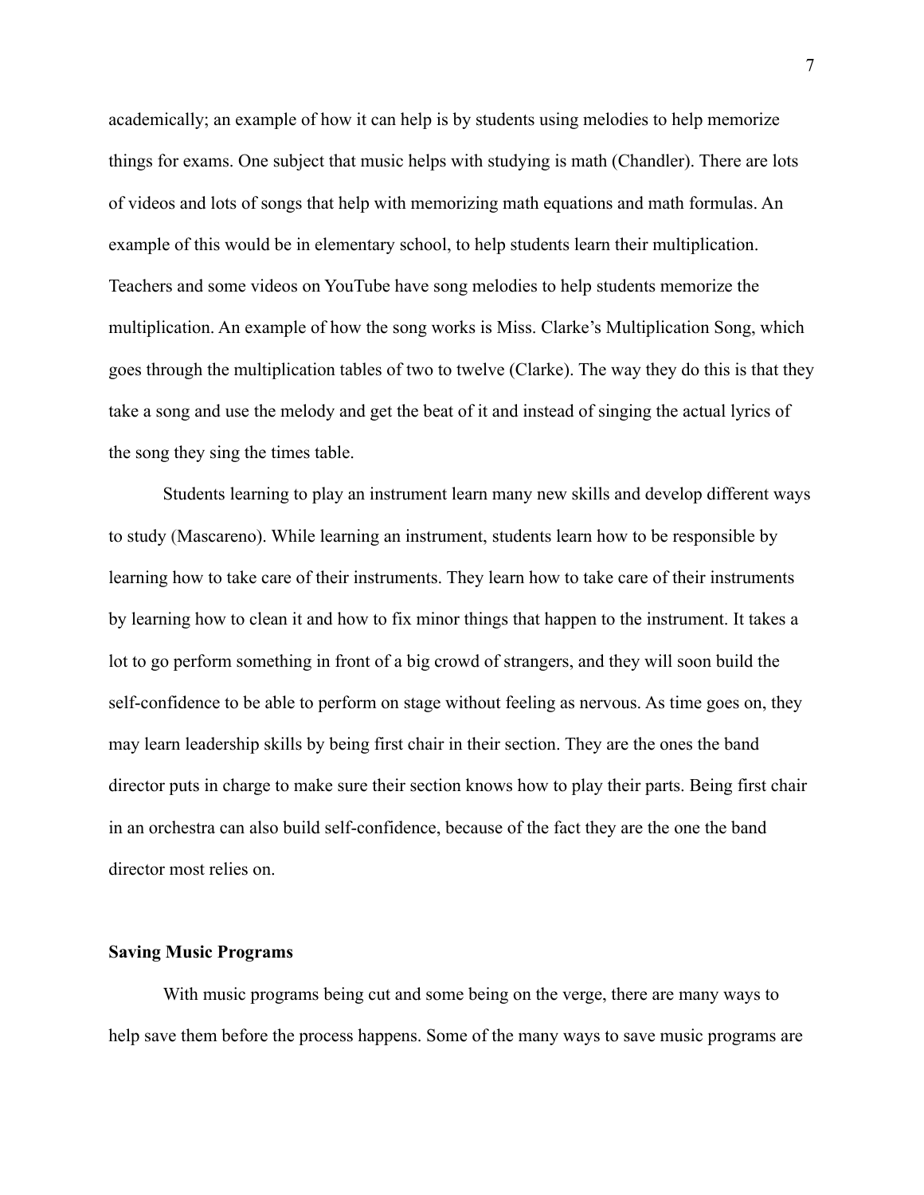academically; an example of how it can help is by students using melodies to help memorize things for exams. One subject that music helps with studying is math (Chandler). There are lots of videos and lots of songs that help with memorizing math equations and math formulas. An example of this would be in elementary school, to help students learn their multiplication. Teachers and some videos on YouTube have song melodies to help students memorize the multiplication. An example of how the song works is Miss. Clarke's Multiplication Song, which goes through the multiplication tables of two to twelve (Clarke). The way they do this is that they take a song and use the melody and get the beat of it and instead of singing the actual lyrics of the song they sing the times table.

Students learning to play an instrument learn many new skills and develop different ways to study (Mascareno). While learning an instrument, students learn how to be responsible by learning how to take care of their instruments. They learn how to take care of their instruments by learning how to clean it and how to fix minor things that happen to the instrument. It takes a lot to go perform something in front of a big crowd of strangers, and they will soon build the self-confidence to be able to perform on stage without feeling as nervous. As time goes on, they may learn leadership skills by being first chair in their section. They are the ones the band director puts in charge to make sure their section knows how to play their parts. Being first chair in an orchestra can also build self-confidence, because of the fact they are the one the band director most relies on.

**Saving Music Programs**

With music programs being cut and some being on the verge, there are many ways to help save them before the process happens. Some of the many ways to save music programs are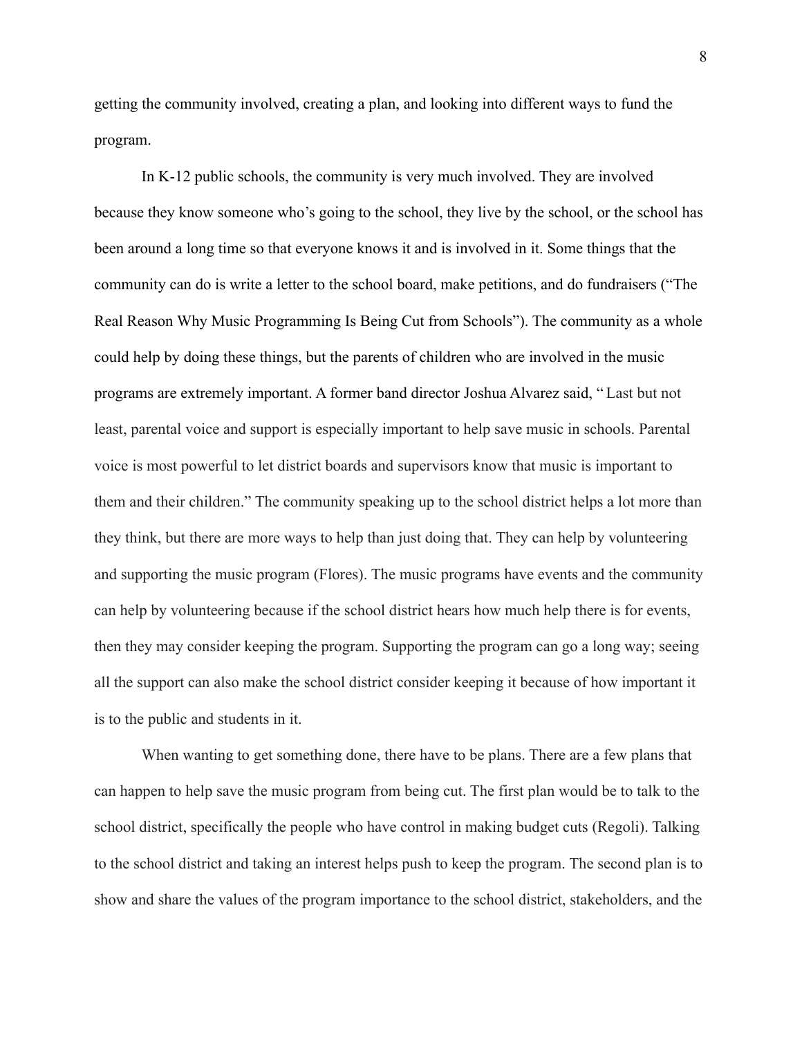getting the community involved, creating a plan, and looking into different ways to fund the program.

In K-12 public schools, the community is very much involved. They are involved because they know someone who's going to the school, they live by the school, or the school has been around a long time so that everyone knows it and is involved in it. Some things that the community can do is write a letter to the school board, make petitions, and do fundraisers ("The Real Reason Why Music Programming Is Being Cut from Schools"). The community as a whole could help by doing these things, but the parents of children who are involved in the music programs are extremely important. A former band director Joshua Alvarez said, " Last but not least, parental voice and support is especially important to help save music in schools. Parental voice is most powerful to let district boards and supervisors know that music is important to them and their children." The community speaking up to the school district helps a lot more than they think, but there are more ways to help than just doing that. They can help by volunteering and supporting the music program (Flores). The music programs have events and the community can help by volunteering because if the school district hears how much help there is for events, then they may consider keeping the program. Supporting the program can go a long way; seeing all the support can also make the school district consider keeping it because of how important it is to the public and students in it.

When wanting to get something done, there have to be plans. There are a few plans that can happen to help save the music program from being cut. The first plan would be to talk to the school district, specifically the people who have control in making budget cuts (Regoli). Talking to the school district and taking an interest helps push to keep the program. The second plan is to show and share the values of the program importance to the school district, stakeholders, and the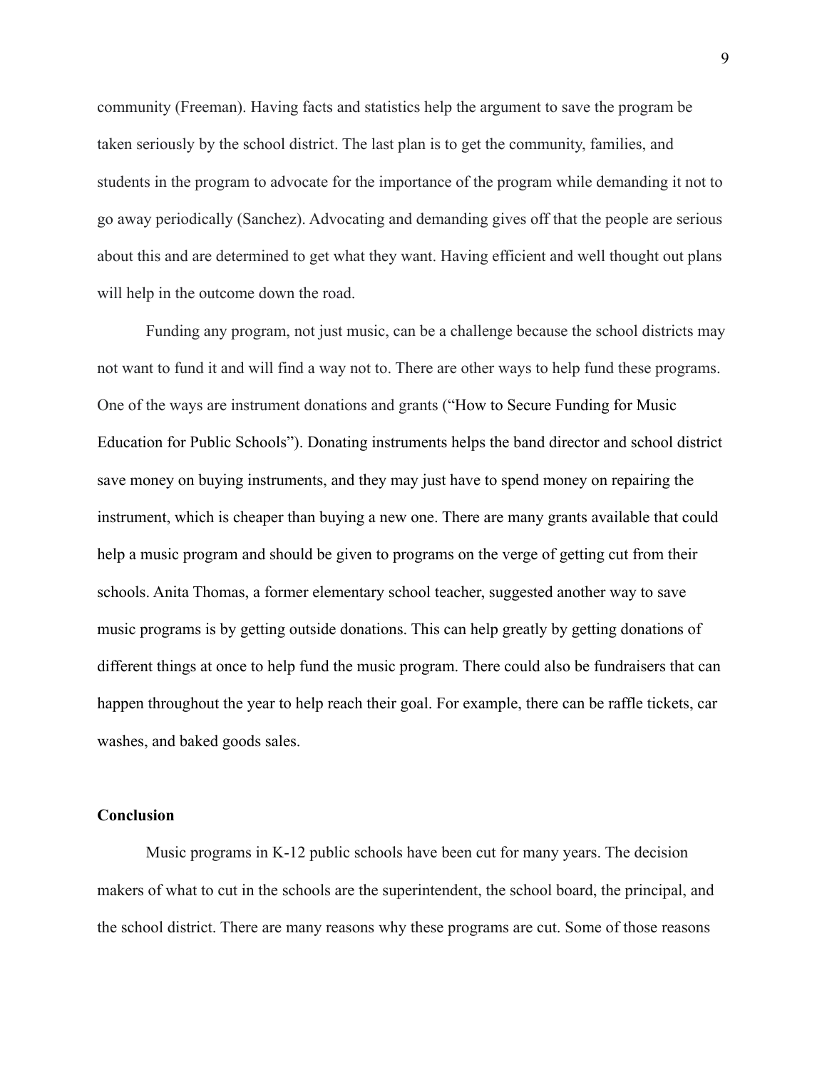community (Freeman). Having facts and statistics help the argument to save the program be taken seriously by the school district. The last plan is to get the community, families, and students in the program to advocate for the importance of the program while demanding it not to go away periodically (Sanchez). Advocating and demanding gives off that the people are serious about this and are determined to get what they want. Having efficient and well thought out plans will help in the outcome down the road.

Funding any program, not just music, can be a challenge because the school districts may not want to fund it and will find a way not to. There are other ways to help fund these programs. One of the ways are instrument donations and grants ("How to Secure Funding for Music Education for Public Schools"). Donating instruments helps the band director and school district save money on buying instruments, and they may just have to spend money on repairing the instrument, which is cheaper than buying a new one. There are many grants available that could help a music program and should be given to programs on the verge of getting cut from their schools. Anita Thomas, a former elementary school teacher, suggested another way to save music programs is by getting outside donations. This can help greatly by getting donations of different things at once to help fund the music program. There could also be fundraisers that can happen throughout the year to help reach their goal. For example, there can be raffle tickets, car washes, and baked goods sales.

**Conclusion**

Music programs in K-12 public schools have been cut for many years. The decision makers of what to cut in the schools are the superintendent, the school board, the principal, and the school district. There are many reasons why these programs are cut. Some of those reasons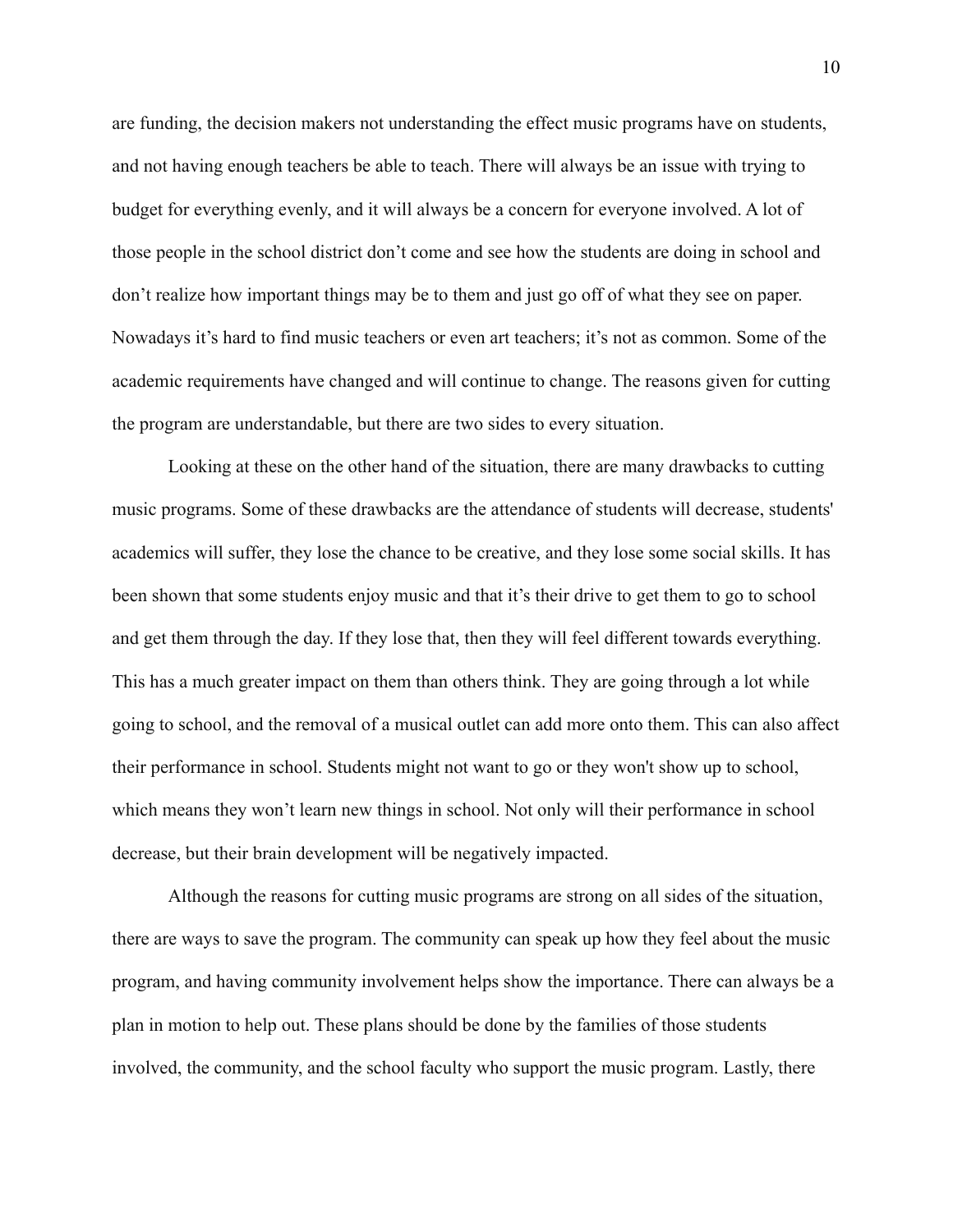are funding, the decision makers not understanding the effect music programs have on students, and not having enough teachers be able to teach. There will always be an issue with trying to budget for everything evenly, and it will always be a concern for everyone involved. A lot of those people in the school district don't come and see how the students are doing in school and don't realize how important things may be to them and just go off of what they see on paper. Nowadays it's hard to find music teachers or even art teachers; it's not as common. Some of the academic requirements have changed and will continue to change. The reasons given for cutting the program are understandable, but there are two sides to every situation.

Looking at these on the other hand of the situation, there are many drawbacks to cutting music programs. Some of these drawbacks are the attendance of students will decrease, students' academics will suffer, they lose the chance to be creative, and they lose some social skills. It has been shown that some students enjoy music and that it's their drive to get them to go to school and get them through the day. If they lose that, then they will feel different towards everything. This has a much greater impact on them than others think. They are going through a lot while going to school, and the removal of a musical outlet can add more onto them. This can also affect their performance in school. Students might not want to go or they won't show up to school, which means they won't learn new things in school. Not only will their performance in school decrease, but their brain development will be negatively impacted.

Although the reasons for cutting music programs are strong on all sides of the situation, there are ways to save the program. The community can speak up how they feel about the music program, and having community involvement helps show the importance. There can always be a plan in motion to help out. These plans should be done by the families of those students involved, the community, and the school faculty who support the music program. Lastly, there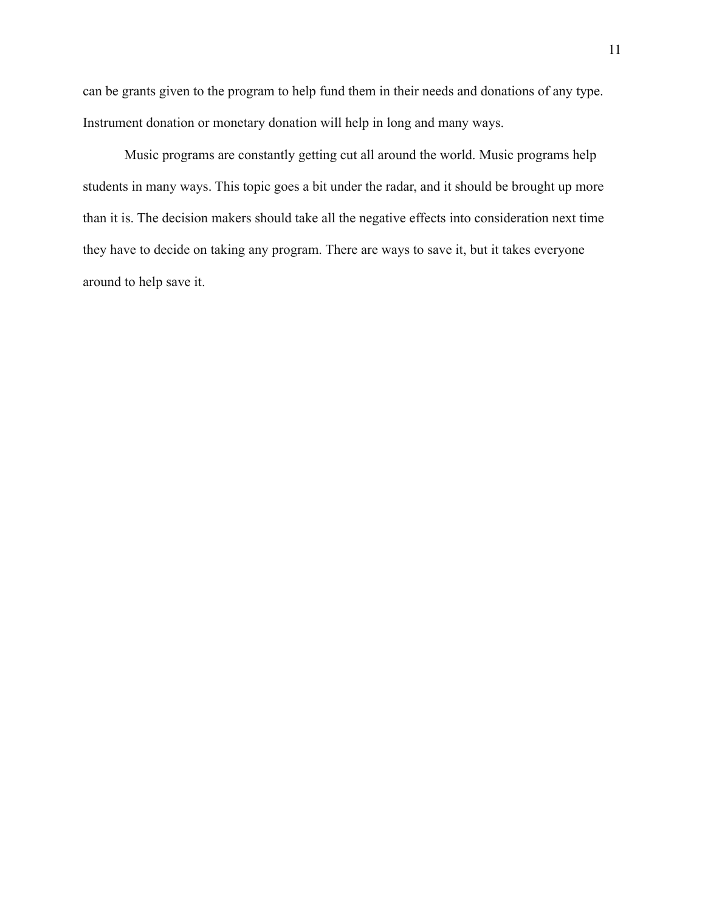can be grants given to the program to help fund them in their needs and donations of any type. Instrument donation or monetary donation will help in long and many ways.

Music programs are constantly getting cut all around the world. Music programs help students in many ways. This topic goes a bit under the radar, and it should be brought up more than it is. The decision makers should take all the negative effects into consideration next time they have to decide on taking any program. There are ways to save it, but it takes everyone around to help save it.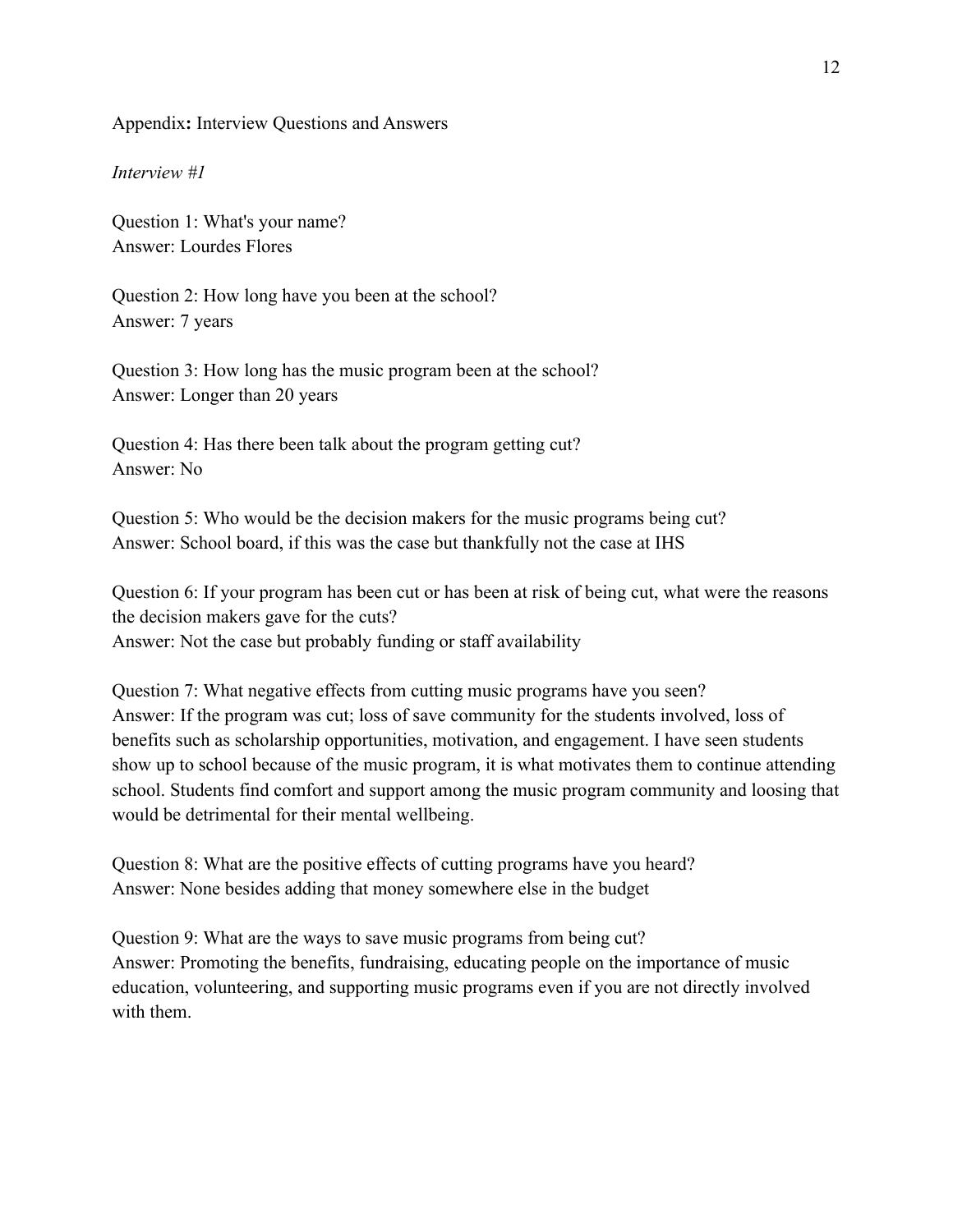Appendix**:** Interview Questions and Answers

*Interview #1*

Question 1: What's your name?
Answer: Lourdes Flores

Question 2: How long have you been at the school?
Answer: 7 years

Question 3: How long has the music program been at the school?
Answer: Longer than 20 years

Question 4: Has there been talk about the program getting cut?
Answer: No

Question 5: Who would be the decision makers for the music programs being cut?
Answer: School board, if this was the case but thankfully not the case at IHS

Question 6: If your program has been cut or has been at risk of being cut, what were the reasons the decision makers gave for the cuts?
Answer: Not the case but probably funding or staff availability

Question 7: What negative effects from cutting music programs have you seen?
Answer: If the program was cut; loss of save community for the students involved, loss of benefits such as scholarship opportunities, motivation, and engagement. I have seen students show up to school because of the music program, it is what motivates them to continue attending school. Students find comfort and support among the music program community and loosing that would be detrimental for their mental wellbeing.

Question 8: What are the positive effects of cutting programs have you heard?
Answer: None besides adding that money somewhere else in the budget

Question 9: What are the ways to save music programs from being cut?
Answer: Promoting the benefits, fundraising, educating people on the importance of music education, volunteering, and supporting music programs even if you are not directly involved with them.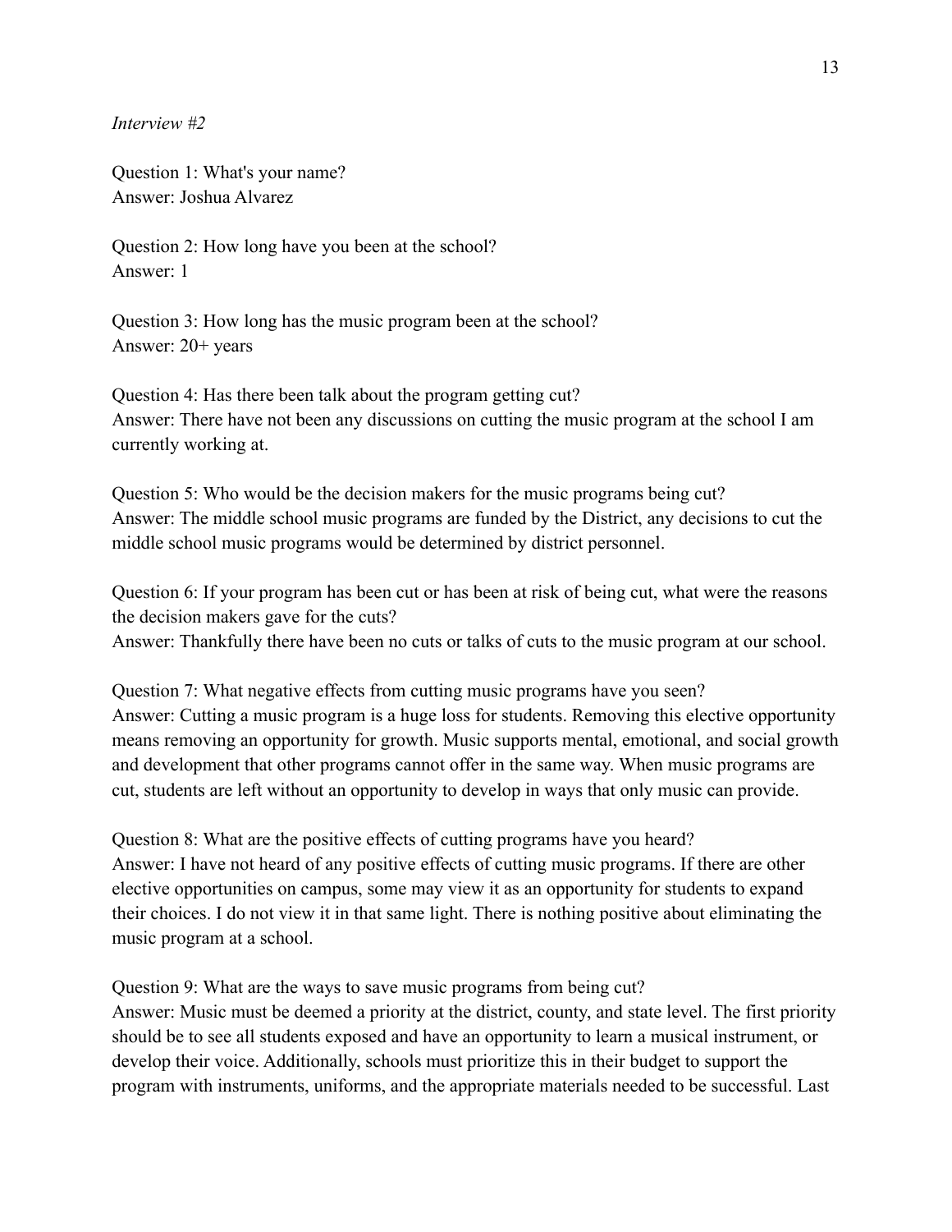*Interview #2*

Question 1: What's your name?
Answer: Joshua Alvarez

Question 2: How long have you been at the school?
Answer: 1

Question 3: How long has the music program been at the school?
Answer: 20+ years

Question 4: Has there been talk about the program getting cut?
Answer: There have not been any discussions on cutting the music program at the school I am currently working at.

Question 5: Who would be the decision makers for the music programs being cut?
Answer: The middle school music programs are funded by the District, any decisions to cut the middle school music programs would be determined by district personnel.

Question 6: If your program has been cut or has been at risk of being cut, what were the reasons the decision makers gave for the cuts?
Answer: Thankfully there have been no cuts or talks of cuts to the music program at our school.

Question 7: What negative effects from cutting music programs have you seen?
Answer: Cutting a music program is a huge loss for students. Removing this elective opportunity means removing an opportunity for growth. Music supports mental, emotional, and social growth and development that other programs cannot offer in the same way. When music programs are cut, students are left without an opportunity to develop in ways that only music can provide.

Question 8: What are the positive effects of cutting programs have you heard?
Answer: I have not heard of any positive effects of cutting music programs. If there are other elective opportunities on campus, some may view it as an opportunity for students to expand their choices. I do not view it in that same light. There is nothing positive about eliminating the music program at a school.

Question 9: What are the ways to save music programs from being cut?
Answer: Music must be deemed a priority at the district, county, and state level. The first priority should be to see all students exposed and have an opportunity to learn a musical instrument, or develop their voice. Additionally, schools must prioritize this in their budget to support the program with instruments, uniforms, and the appropriate materials needed to be successful. Last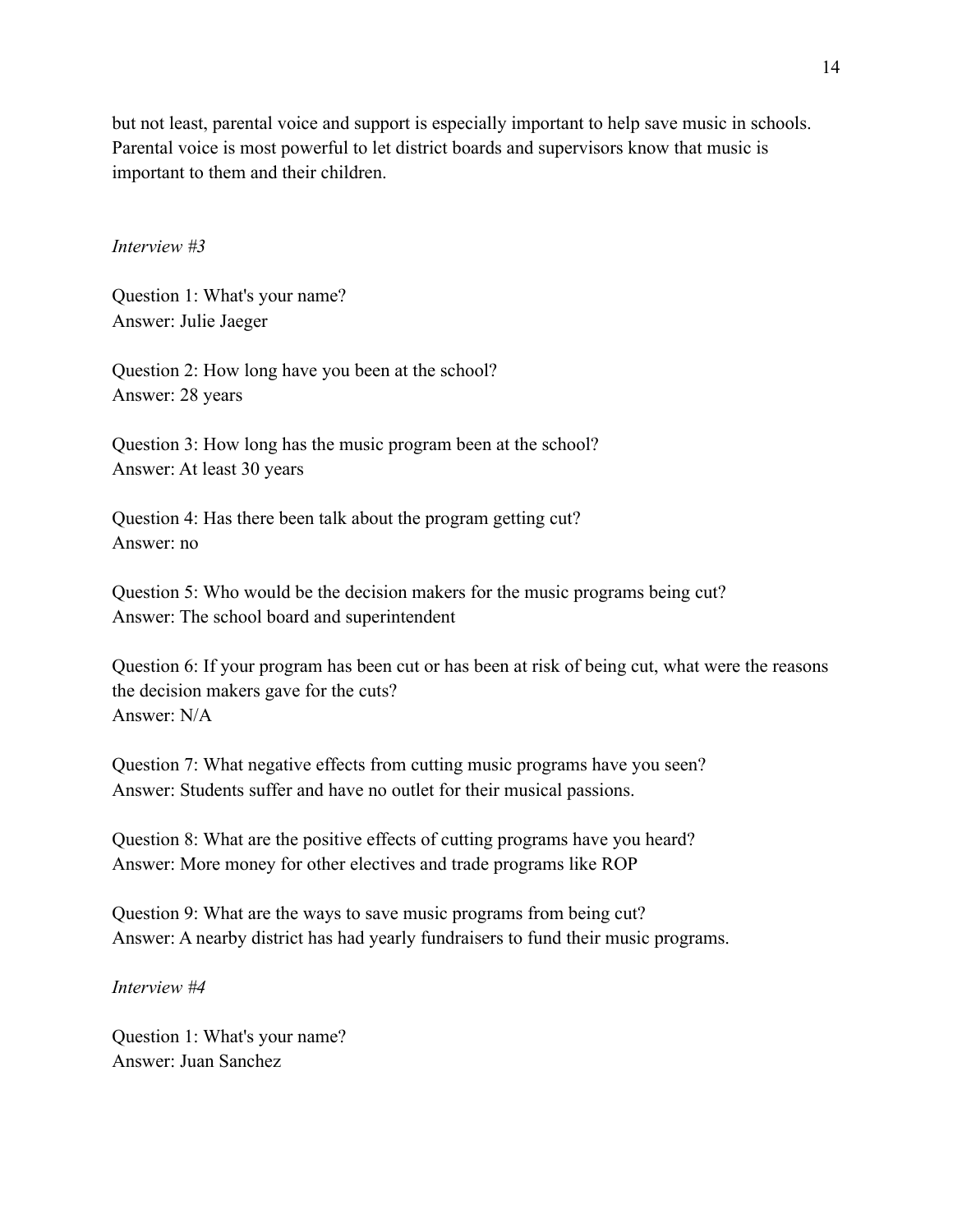but not least, parental voice and support is especially important to help save music in schools. Parental voice is most powerful to let district boards and supervisors know that music is important to them and their children.

*Interview #3*

Question 1: What's your name?
Answer: Julie Jaeger

Question 2: How long have you been at the school?
Answer: 28 years

Question 3: How long has the music program been at the school?
Answer: At least 30 years

Question 4: Has there been talk about the program getting cut?
Answer: no

Question 5: Who would be the decision makers for the music programs being cut?
Answer: The school board and superintendent

Question 6: If your program has been cut or has been at risk of being cut, what were the reasons the decision makers gave for the cuts?
Answer: N/A

Question 7: What negative effects from cutting music programs have you seen?
Answer: Students suffer and have no outlet for their musical passions.

Question 8: What are the positive effects of cutting programs have you heard?
Answer: More money for other electives and trade programs like ROP

Question 9: What are the ways to save music programs from being cut?
Answer: A nearby district has had yearly fundraisers to fund their music programs.

*Interview #4*

Question 1: What's your name?
Answer: Juan Sanchez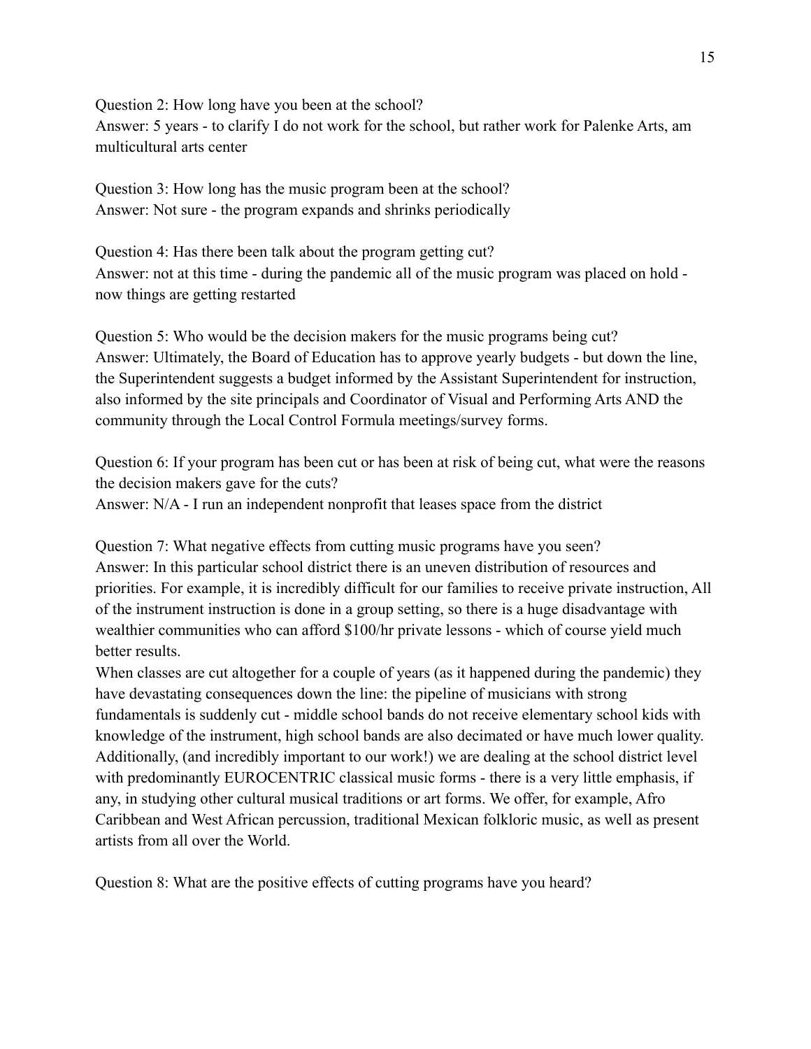Question 2: How long have you been at the school?
Answer: 5 years - to clarify I do not work for the school, but rather work for Palenke Arts, am multicultural arts center

Question 3: How long has the music program been at the school?
Answer: Not sure - the program expands and shrinks periodically

Question 4: Has there been talk about the program getting cut?
Answer: not at this time - during the pandemic all of the music program was placed on hold - now things are getting restarted

Question 5: Who would be the decision makers for the music programs being cut?
Answer: Ultimately, the Board of Education has to approve yearly budgets - but down the line, the Superintendent suggests a budget informed by the Assistant Superintendent for instruction, also informed by the site principals and Coordinator of Visual and Performing Arts AND the community through the Local Control Formula meetings/survey forms.

Question 6: If your program has been cut or has been at risk of being cut, what were the reasons the decision makers gave for the cuts?
Answer: N/A - I run an independent nonprofit that leases space from the district

Question 7: What negative effects from cutting music programs have you seen?
Answer: In this particular school district there is an uneven distribution of resources and priorities. For example, it is incredibly difficult for our families to receive private instruction, All of the instrument instruction is done in a group setting, so there is a huge disadvantage with wealthier communities who can afford $100/hr private lessons - which of course yield much better results.
When classes are cut altogether for a couple of years (as it happened during the pandemic) they have devastating consequences down the line: the pipeline of musicians with strong fundamentals is suddenly cut - middle school bands do not receive elementary school kids with knowledge of the instrument, high school bands are also decimated or have much lower quality. Additionally, (and incredibly important to our work!) we are dealing at the school district level with predominantly EUROCENTRIC classical music forms - there is a very little emphasis, if any, in studying other cultural musical traditions or art forms. We offer, for example, Afro Caribbean and West African percussion, traditional Mexican folkloric music, as well as present artists from all over the World.

Question 8: What are the positive effects of cutting programs have you heard?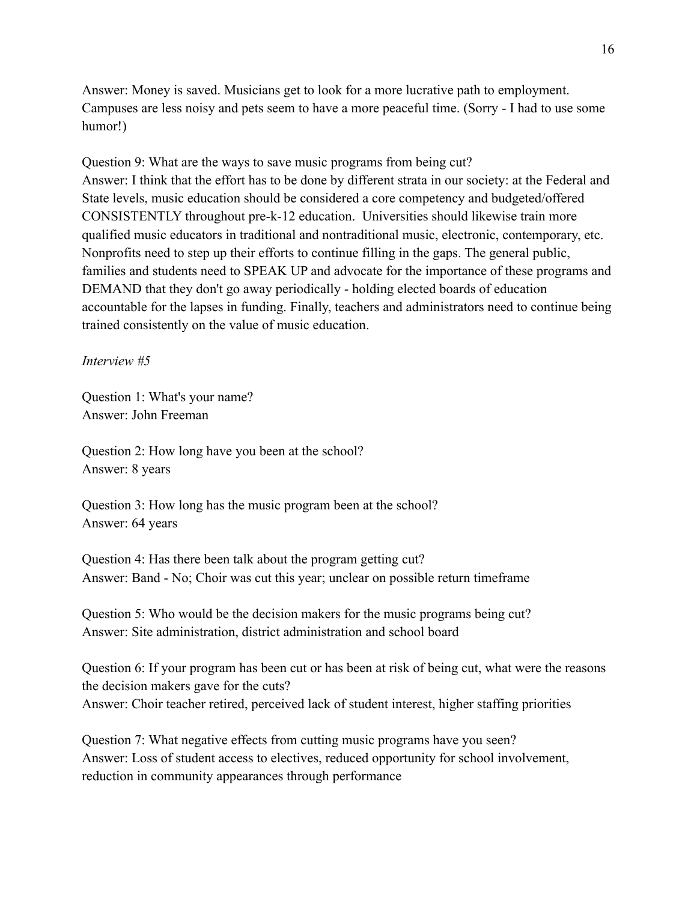Answer: Money is saved. Musicians get to look for a more lucrative path to employment. Campuses are less noisy and pets seem to have a more peaceful time. (Sorry - I had to use some humor!)

Question 9: What are the ways to save music programs from being cut?
Answer: I think that the effort has to be done by different strata in our society: at the Federal and State levels, music education should be considered a core competency and budgeted/offered CONSISTENTLY throughout pre-k-12 education. Universities should likewise train more qualified music educators in traditional and nontraditional music, electronic, contemporary, etc. Nonprofits need to step up their efforts to continue filling in the gaps. The general public, families and students need to SPEAK UP and advocate for the importance of these programs and DEMAND that they don't go away periodically - holding elected boards of education accountable for the lapses in funding. Finally, teachers and administrators need to continue being trained consistently on the value of music education.

*Interview #5*

Question 1: What's your name?
Answer: John Freeman

Question 2: How long have you been at the school?
Answer: 8 years

Question 3: How long has the music program been at the school?
Answer: 64 years

Question 4: Has there been talk about the program getting cut?
Answer: Band - No; Choir was cut this year; unclear on possible return timeframe

Question 5: Who would be the decision makers for the music programs being cut?
Answer: Site administration, district administration and school board

Question 6: If your program has been cut or has been at risk of being cut, what were the reasons the decision makers gave for the cuts?
Answer: Choir teacher retired, perceived lack of student interest, higher staffing priorities

Question 7: What negative effects from cutting music programs have you seen?
Answer: Loss of student access to electives, reduced opportunity for school involvement, reduction in community appearances through performance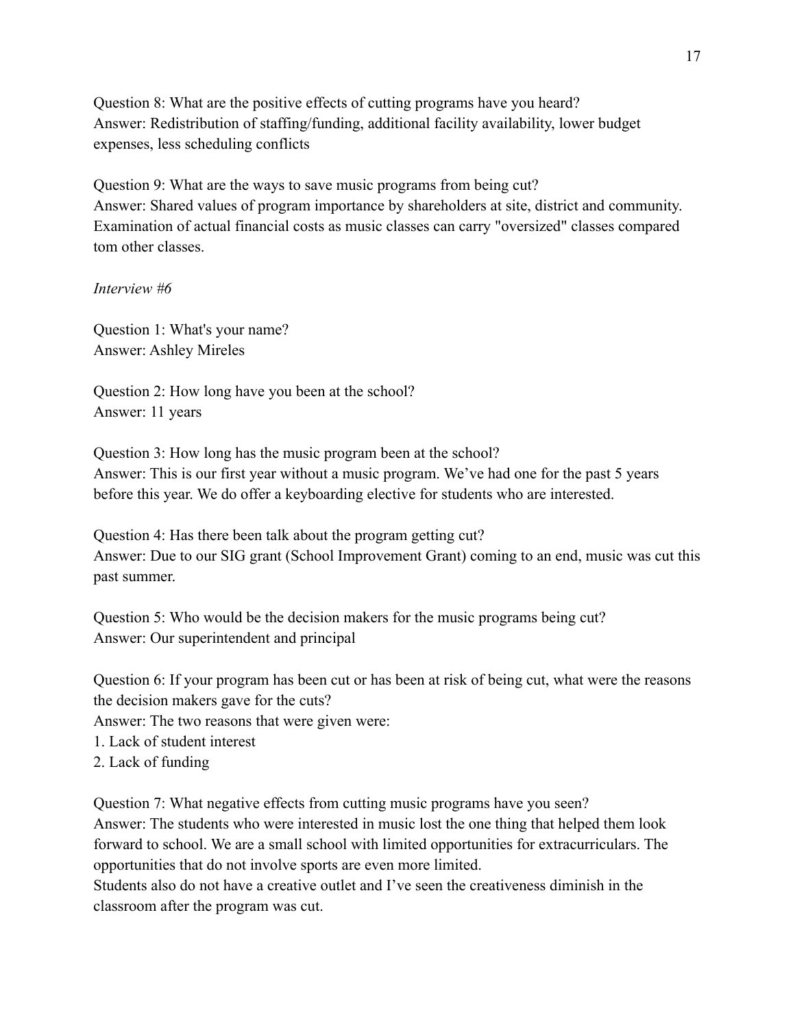Question 8: What are the positive effects of cutting programs have you heard?
Answer: Redistribution of staffing/funding, additional facility availability, lower budget expenses, less scheduling conflicts

Question 9: What are the ways to save music programs from being cut?
Answer: Shared values of program importance by shareholders at site, district and community. Examination of actual financial costs as music classes can carry "oversized" classes compared tom other classes.

*Interview #6*

Question 1: What's your name?
Answer: Ashley Mireles

Question 2: How long have you been at the school?
Answer: 11 years

Question 3: How long has the music program been at the school?
Answer: This is our first year without a music program. We've had one for the past 5 years before this year. We do offer a keyboarding elective for students who are interested.

Question 4: Has there been talk about the program getting cut?
Answer: Due to our SIG grant (School Improvement Grant) coming to an end, music was cut this past summer.

Question 5: Who would be the decision makers for the music programs being cut?
Answer: Our superintendent and principal

Question 6: If your program has been cut or has been at risk of being cut, what were the reasons the decision makers gave for the cuts?
Answer: The two reasons that were given were:
1. Lack of student interest
2. Lack of funding

Question 7: What negative effects from cutting music programs have you seen?
Answer: The students who were interested in music lost the one thing that helped them look forward to school. We are a small school with limited opportunities for extracurriculars. The opportunities that do not involve sports are even more limited.
Students also do not have a creative outlet and I've seen the creativeness diminish in the classroom after the program was cut.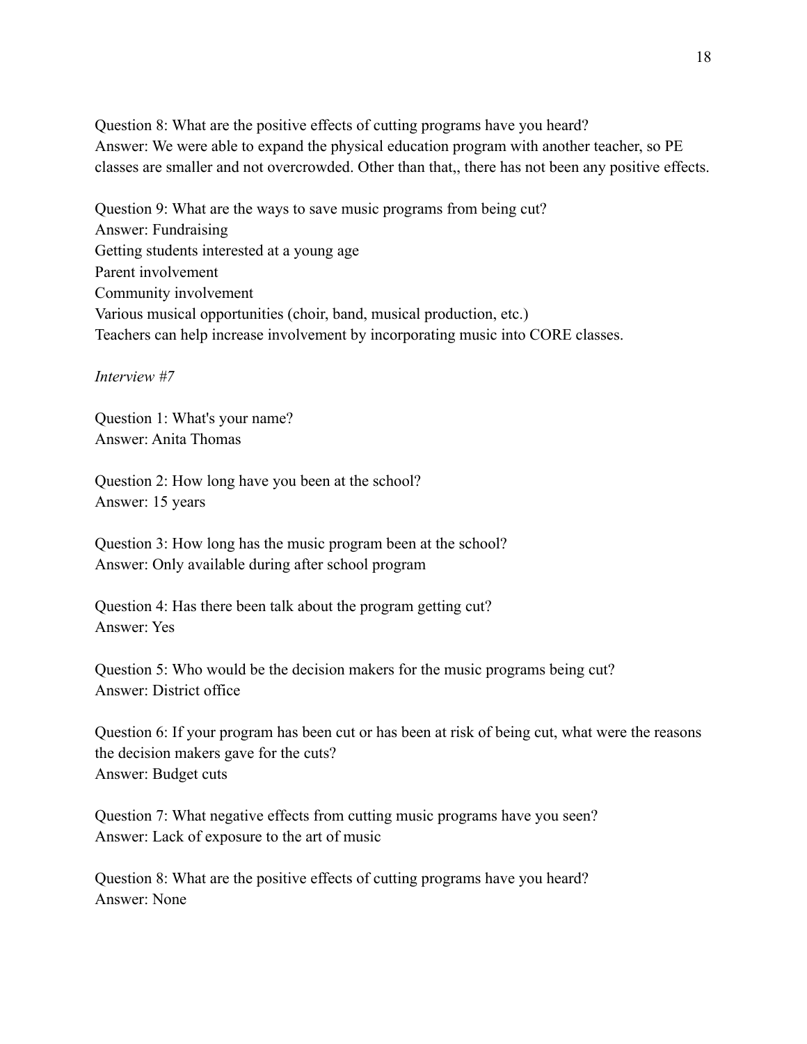Question 8: What are the positive effects of cutting programs have you heard?
Answer: We were able to expand the physical education program with another teacher, so PE classes are smaller and not overcrowded. Other than that,, there has not been any positive effects.

Question 9: What are the ways to save music programs from being cut?
Answer: Fundraising
Getting students interested at a young age
Parent involvement
Community involvement
Various musical opportunities (choir, band, musical production, etc.)
Teachers can help increase involvement by incorporating music into CORE classes.

*Interview #7*

Question 1: What's your name?
Answer: Anita Thomas

Question 2: How long have you been at the school?
Answer: 15 years

Question 3: How long has the music program been at the school?
Answer: Only available during after school program

Question 4: Has there been talk about the program getting cut?
Answer: Yes

Question 5: Who would be the decision makers for the music programs being cut?
Answer: District office

Question 6: If your program has been cut or has been at risk of being cut, what were the reasons the decision makers gave for the cuts?
Answer: Budget cuts

Question 7: What negative effects from cutting music programs have you seen?
Answer: Lack of exposure to the art of music

Question 8: What are the positive effects of cutting programs have you heard?
Answer: None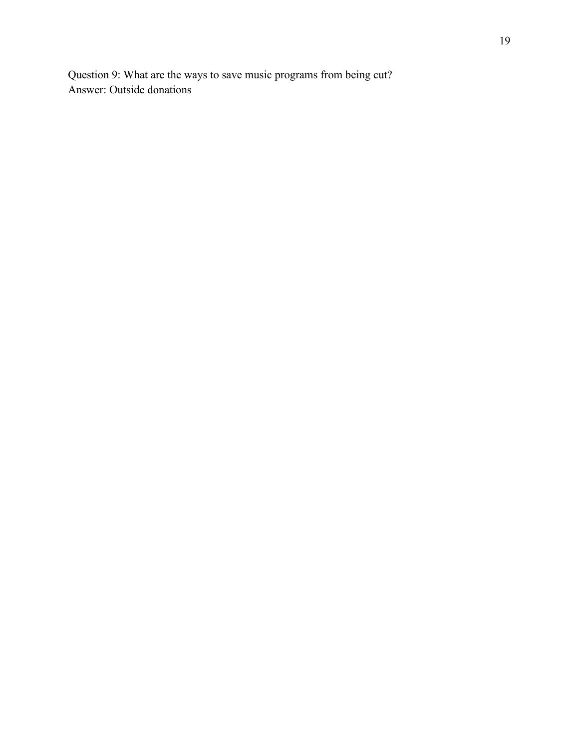Question 9: What are the ways to save music programs from being cut?
Answer: Outside donations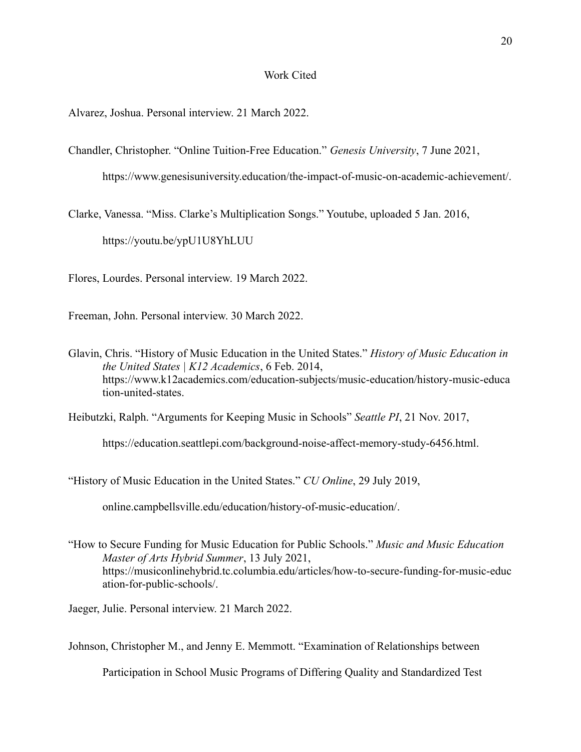# Work Cited

Alvarez, Joshua. Personal interview. 21 March 2022.

Chandler, Christopher. "Online Tuition-Free Education." *Genesis University*, 7 June 2021, https://www.genesisuniversity.education/the-impact-of-music-on-academic-achievement/.

Clarke, Vanessa. "Miss. Clarke's Multiplication Songs." Youtube, uploaded 5 Jan. 2016, https://youtu.be/ypU1U8YhLUU

Flores, Lourdes. Personal interview. 19 March 2022.

Freeman, John. Personal interview. 30 March 2022.

Glavin, Chris. "History of Music Education in the United States." *History of Music Education in the United States | K12 Academics*, 6 Feb. 2014, https://www.k12academics.com/education-subjects/music-education/history-music-education-united-states.

Heibutzki, Ralph. "Arguments for Keeping Music in Schools" *Seattle PI*, 21 Nov. 2017, https://education.seattlepi.com/background-noise-affect-memory-study-6456.html.

"History of Music Education in the United States." *CU Online*, 29 July 2019, online.campbellsville.edu/education/history-of-music-education/.

"How to Secure Funding for Music Education for Public Schools." *Music and Music Education Master of Arts Hybrid Summer*, 13 July 2021, https://musiconlinehybrid.tc.columbia.edu/articles/how-to-secure-funding-for-music-education-for-public-schools/.

Jaeger, Julie. Personal interview. 21 March 2022.

Johnson, Christopher M., and Jenny E. Memmott. "Examination of Relationships between Participation in School Music Programs of Differing Quality and Standardized Test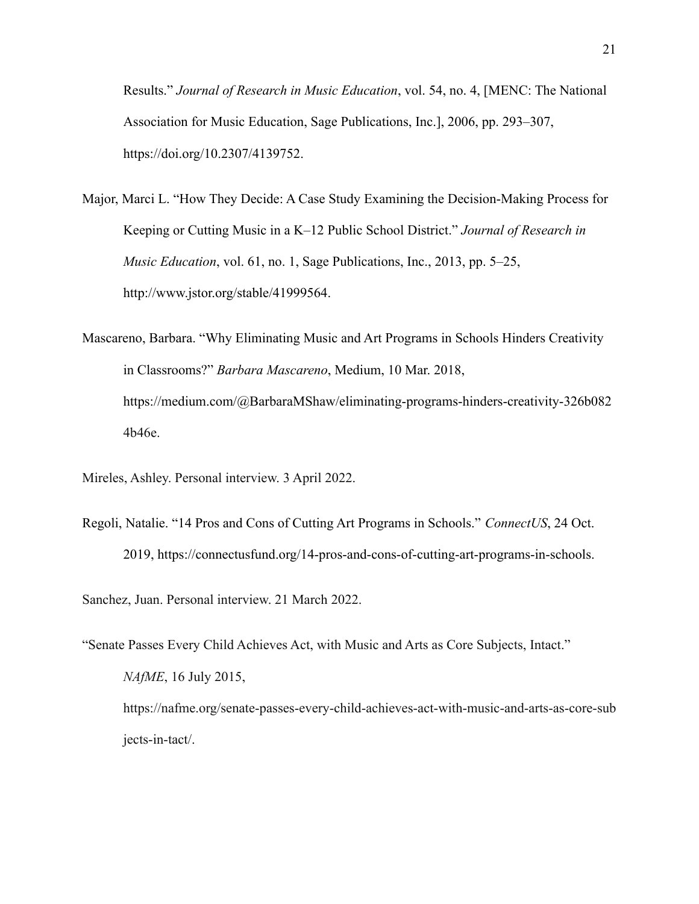Results." *Journal of Research in Music Education*, vol. 54, no. 4, [MENC: The National Association for Music Education, Sage Publications, Inc.], 2006, pp. 293–307, https://doi.org/10.2307/4139752.

Major, Marci L. "How They Decide: A Case Study Examining the Decision-Making Process for Keeping or Cutting Music in a K–12 Public School District." *Journal of Research in Music Education*, vol. 61, no. 1, Sage Publications, Inc., 2013, pp. 5–25, http://www.jstor.org/stable/41999564.

Mascareno, Barbara. "Why Eliminating Music and Art Programs in Schools Hinders Creativity in Classrooms?" *Barbara Mascareno*, Medium, 10 Mar. 2018, https://medium.com/@BarbaraMShaw/eliminating-programs-hinders-creativity-326b0824b46e.

Mireles, Ashley. Personal interview. 3 April 2022.

Regoli, Natalie. "14 Pros and Cons of Cutting Art Programs in Schools." *ConnectUS*, 24 Oct. 2019, https://connectusfund.org/14-pros-and-cons-of-cutting-art-programs-in-schools.

Sanchez, Juan. Personal interview. 21 March 2022.

"Senate Passes Every Child Achieves Act, with Music and Arts as Core Subjects, Intact." *NAfME*, 16 July 2015, https://nafme.org/senate-passes-every-child-achieves-act-with-music-and-arts-as-core-subjects-in-tact/.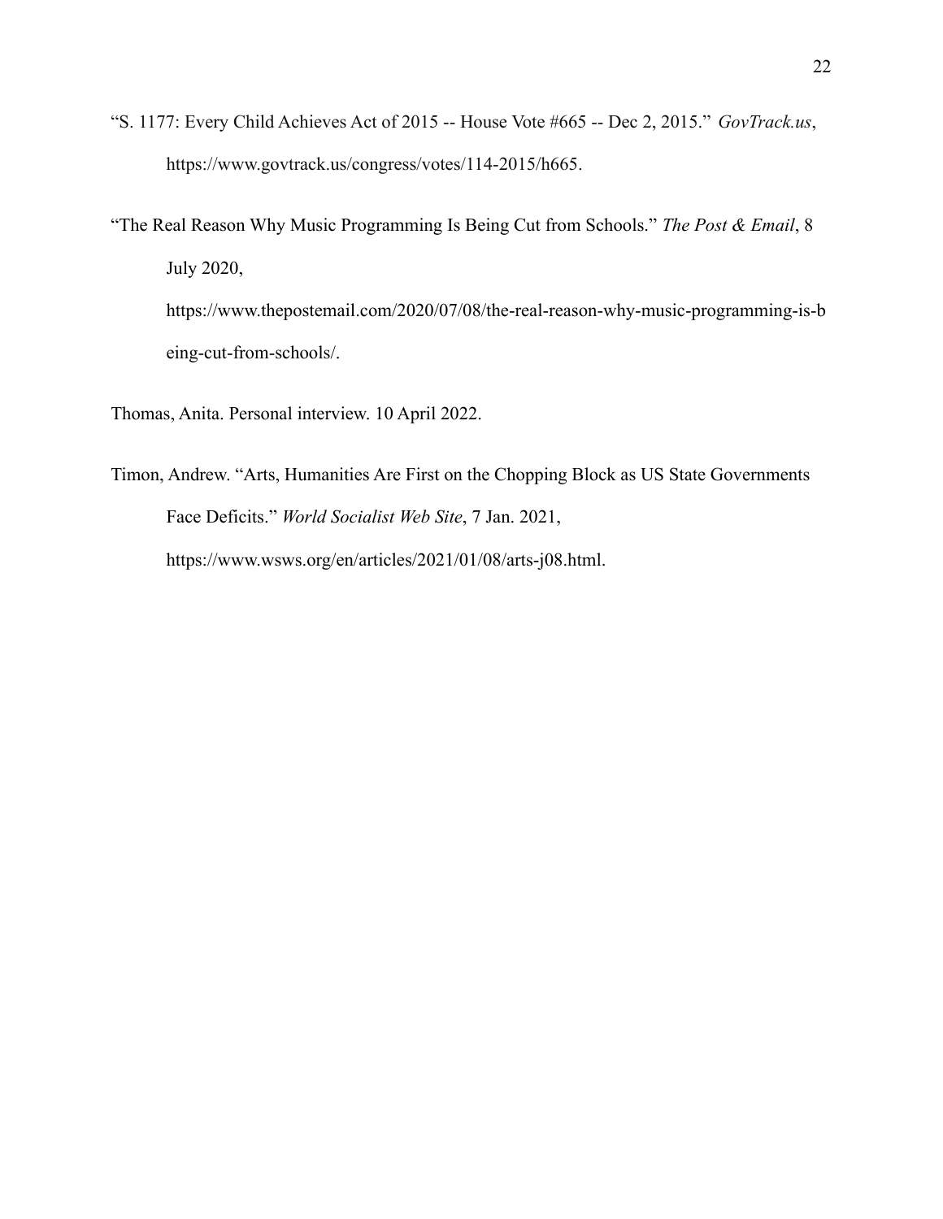"S. 1177: Every Child Achieves Act of 2015 -- House Vote #665 -- Dec 2, 2015." *GovTrack.us*, https://www.govtrack.us/congress/votes/114-2015/h665.

"The Real Reason Why Music Programming Is Being Cut from Schools." *The Post & Email*, 8 July 2020, https://www.thepostemail.com/2020/07/08/the-real-reason-why-music-programming-is-being-cut-from-schools/.

Thomas, Anita. Personal interview. 10 April 2022.

Timon, Andrew. "Arts, Humanities Are First on the Chopping Block as US State Governments Face Deficits." *World Socialist Web Site*, 7 Jan. 2021, https://www.wsws.org/en/articles/2021/01/08/arts-j08.html.